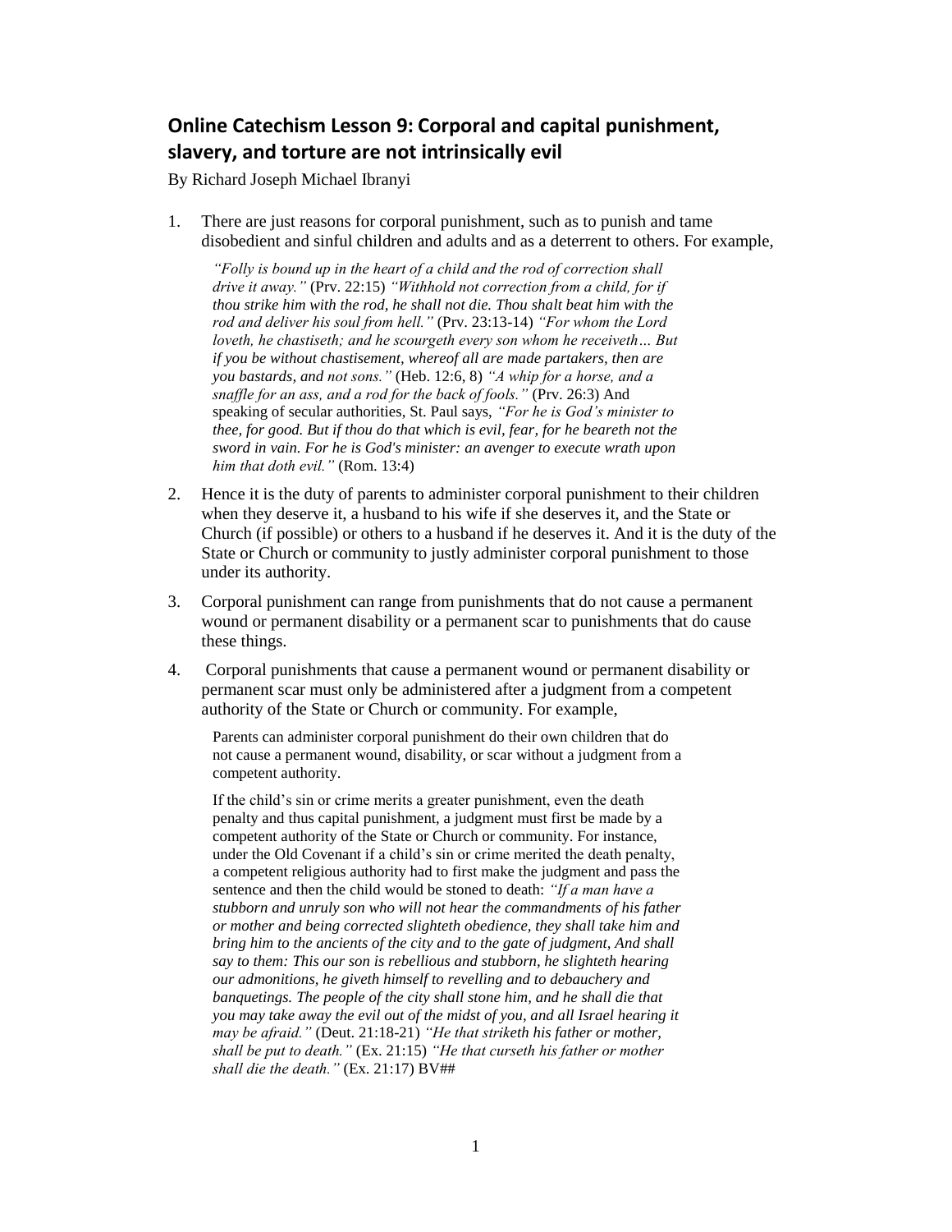## Online Catechism Lesson 9: Corporal and capital punishment, slavery, and torture are not intrinsically evil

By Richard Joseph Michael Ibranyi

1. There are just reasons for corporal punishment, such as to punish and tame disobedient and sinful children and adults and as a deterrent to others. For example,

   *"Folly is bound up in the heart of a child and the rod of correction shall drive it away."* (Prv. 22:15) *"Withhold not correction from a child, for if thou strike him with the rod, he shall not die. Thou shalt beat him with the rod and deliver his soul from hell."* (Prv. 23:13-14) *"For whom the Lord loveth, he chastiseth; and he scourgeth every son whom he receiveth… But if you be without chastisement, whereof all are made partakers, then are you bastards, and not sons."* (Heb. 12:6, 8) *"A whip for a horse, and a snaffle for an ass, and a rod for the back of fools."* (Prv. 26:3) And speaking of secular authorities, St. Paul says, *"For he is God's minister to thee, for good. But if thou do that which is evil, fear, for he beareth not the sword in vain. For he is God's minister: an avenger to execute wrath upon him that doth evil."* (Rom. 13:4)

2. Hence it is the duty of parents to administer corporal punishment to their children when they deserve it, a husband to his wife if she deserves it, and the State or Church (if possible) or others to a husband if he deserves it. And it is the duty of the State or Church or community to justly administer corporal punishment to those under its authority.

3. Corporal punishment can range from punishments that do not cause a permanent wound or permanent disability or a permanent scar to punishments that do cause these things.

4. Corporal punishments that cause a permanent wound or permanent disability or permanent scar must only be administered after a judgment from a competent authority of the State or Church or community. For example,

   Parents can administer corporal punishment do their own children that do not cause a permanent wound, disability, or scar without a judgment from a competent authority.

   If the child's sin or crime merits a greater punishment, even the death penalty and thus capital punishment, a judgment must first be made by a competent authority of the State or Church or community. For instance, under the Old Covenant if a child's sin or crime merited the death penalty, a competent religious authority had to first make the judgment and pass the sentence and then the child would be stoned to death: *"If a man have a stubborn and unruly son who will not hear the commandments of his father or mother and being corrected slighteth obedience, they shall take him and bring him to the ancients of the city and to the gate of judgment, And shall say to them: This our son is rebellious and stubborn, he slighteth hearing our admonitions, he giveth himself to revelling and to debauchery and banquetings. The people of the city shall stone him, and he shall die that you may take away the evil out of the midst of you, and all Israel hearing it may be afraid."* (Deut. 21:18-21) *"He that striketh his father or mother, shall be put to death."* (Ex. 21:15) *"He that curseth his father or mother shall die the death."* (Ex. 21:17) BV##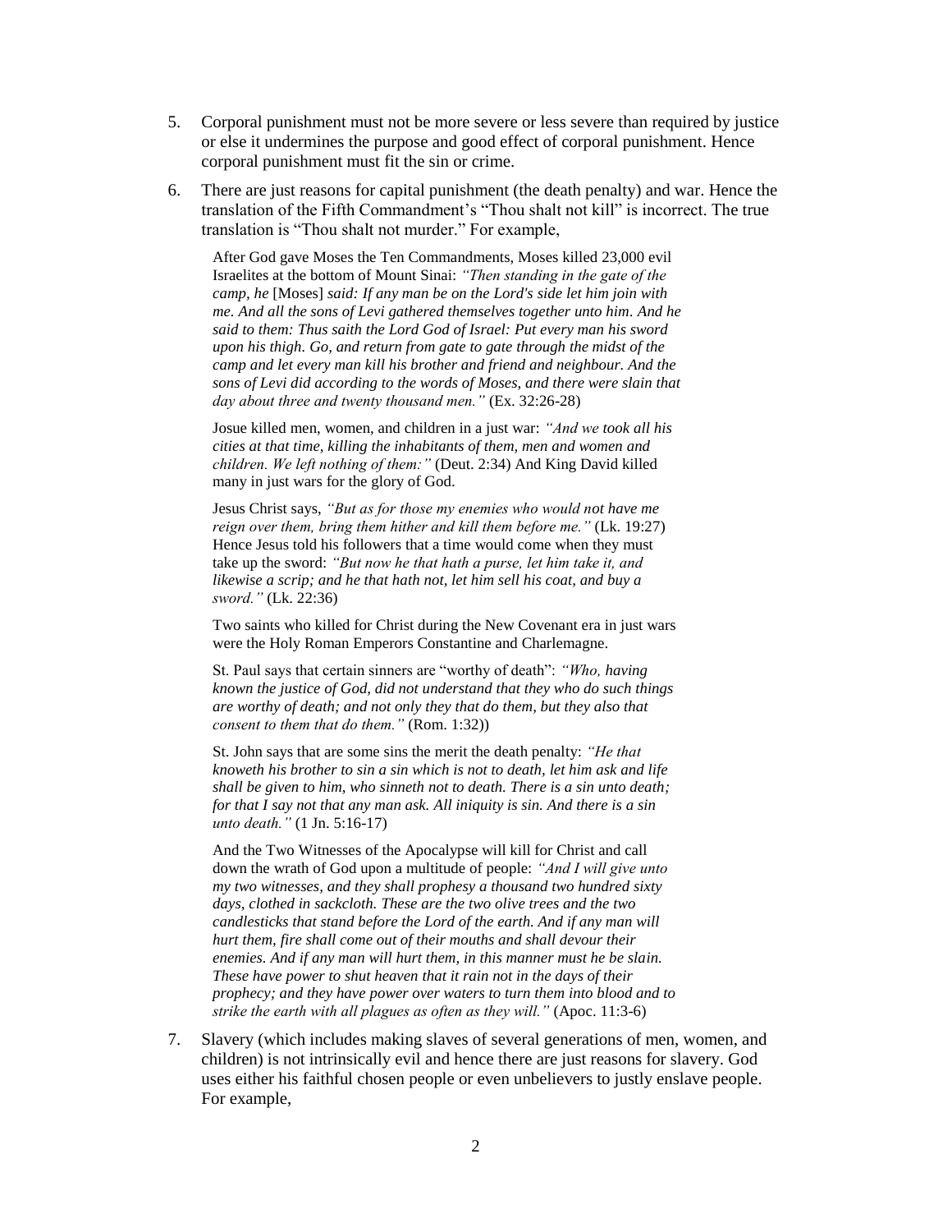5. Corporal punishment must not be more severe or less severe than required by justice or else it undermines the purpose and good effect of corporal punishment. Hence corporal punishment must fit the sin or crime.

6. There are just reasons for capital punishment (the death penalty) and war. Hence the translation of the Fifth Commandment's "Thou shalt not kill" is incorrect. The true translation is "Thou shalt not murder." For example,

   After God gave Moses the Ten Commandments, Moses killed 23,000 evil Israelites at the bottom of Mount Sinai: *"Then standing in the gate of the camp, he* [Moses] *said: If any man be on the Lord's side let him join with me. And all the sons of Levi gathered themselves together unto him. And he said to them: Thus saith the Lord God of Israel: Put every man his sword upon his thigh. Go, and return from gate to gate through the midst of the camp and let every man kill his brother and friend and neighbour. And the sons of Levi did according to the words of Moses, and there were slain that day about three and twenty thousand men."* (Ex. 32:26-28)

   Josue killed men, women, and children in a just war: *"And we took all his cities at that time, killing the inhabitants of them, men and women and children. We left nothing of them:"* (Deut. 2:34) And King David killed many in just wars for the glory of God.

   Jesus Christ says, *"But as for those my enemies who would not have me reign over them, bring them hither and kill them before me."* (Lk. 19:27) Hence Jesus told his followers that a time would come when they must take up the sword: *"But now he that hath a purse, let him take it, and likewise a scrip; and he that hath not, let him sell his coat, and buy a sword."* (Lk. 22:36)

   Two saints who killed for Christ during the New Covenant era in just wars were the Holy Roman Emperors Constantine and Charlemagne.

   St. Paul says that certain sinners are "worthy of death": *"Who, having known the justice of God, did not understand that they who do such things are worthy of death; and not only they that do them, but they also that consent to them that do them."* (Rom. 1:32))

   St. John says that are some sins the merit the death penalty: *"He that knoweth his brother to sin a sin which is not to death, let him ask and life shall be given to him, who sinneth not to death. There is a sin unto death; for that I say not that any man ask. All iniquity is sin. And there is a sin unto death."* (1 Jn. 5:16-17)

   And the Two Witnesses of the Apocalypse will kill for Christ and call down the wrath of God upon a multitude of people: *"And I will give unto my two witnesses, and they shall prophesy a thousand two hundred sixty days, clothed in sackcloth. These are the two olive trees and the two candlesticks that stand before the Lord of the earth. And if any man will hurt them, fire shall come out of their mouths and shall devour their enemies. And if any man will hurt them, in this manner must he be slain. These have power to shut heaven that it rain not in the days of their prophecy; and they have power over waters to turn them into blood and to strike the earth with all plagues as often as they will."* (Apoc. 11:3-6)

7. Slavery (which includes making slaves of several generations of men, women, and children) is not intrinsically evil and hence there are just reasons for slavery. God uses either his faithful chosen people or even unbelievers to justly enslave people. For example,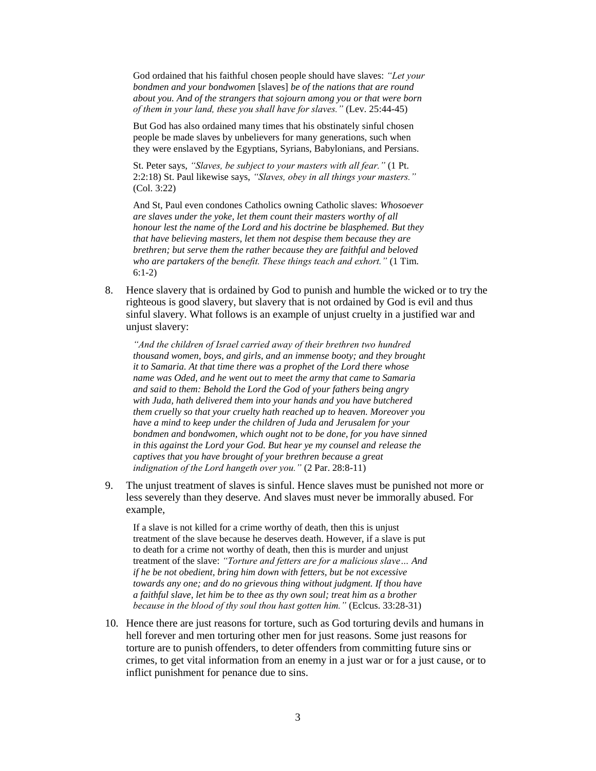God ordained that his faithful chosen people should have slaves: *"Let your bondmen and your bondwomen* [slaves] *be of the nations that are round about you. And of the strangers that sojourn among you or that were born of them in your land, these you shall have for slaves."* (Lev. 25:44-45)

But God has also ordained many times that his obstinately sinful chosen people be made slaves by unbelievers for many generations, such when they were enslaved by the Egyptians, Syrians, Babylonians, and Persians.

St. Peter says, *"Slaves, be subject to your masters with all fear."* (1 Pt. 2:2:18) St. Paul likewise says, *"Slaves, obey in all things your masters."* (Col. 3:22)

And St, Paul even condones Catholics owning Catholic slaves: *Whosoever are slaves under the yoke, let them count their masters worthy of all honour lest the name of the Lord and his doctrine be blasphemed. But they that have believing masters, let them not despise them because they are brethren; but serve them the rather because they are faithful and beloved who are partakers of the benefit. These things teach and exhort."* (1 Tim. 6:1-2)

8. Hence slavery that is ordained by God to punish and humble the wicked or to try the righteous is good slavery, but slavery that is not ordained by God is evil and thus sinful slavery. What follows is an example of unjust cruelty in a justified war and unjust slavery:

   *"And the children of Israel carried away of their brethren two hundred thousand women, boys, and girls, and an immense booty; and they brought it to Samaria. At that time there was a prophet of the Lord there whose name was Oded, and he went out to meet the army that came to Samaria and said to them: Behold the Lord the God of your fathers being angry with Juda, hath delivered them into your hands and you have butchered them cruelly so that your cruelty hath reached up to heaven. Moreover you have a mind to keep under the children of Juda and Jerusalem for your bondmen and bondwomen, which ought not to be done, for you have sinned in this against the Lord your God. But hear ye my counsel and release the captives that you have brought of your brethren because a great indignation of the Lord hangeth over you."* (2 Par. 28:8-11)

9. The unjust treatment of slaves is sinful. Hence slaves must be punished not more or less severely than they deserve. And slaves must never be immorally abused. For example,

   If a slave is not killed for a crime worthy of death, then this is unjust treatment of the slave because he deserves death. However, if a slave is put to death for a crime not worthy of death, then this is murder and unjust treatment of the slave: *"Torture and fetters are for a malicious slave… And if he be not obedient, bring him down with fetters, but be not excessive towards any one; and do no grievous thing without judgment. If thou have a faithful slave, let him be to thee as thy own soul; treat him as a brother because in the blood of thy soul thou hast gotten him."* (Eclcus. 33:28-31)

10. Hence there are just reasons for torture, such as God torturing devils and humans in hell forever and men torturing other men for just reasons. Some just reasons for torture are to punish offenders, to deter offenders from committing future sins or crimes, to get vital information from an enemy in a just war or for a just cause, or to inflict punishment for penance due to sins.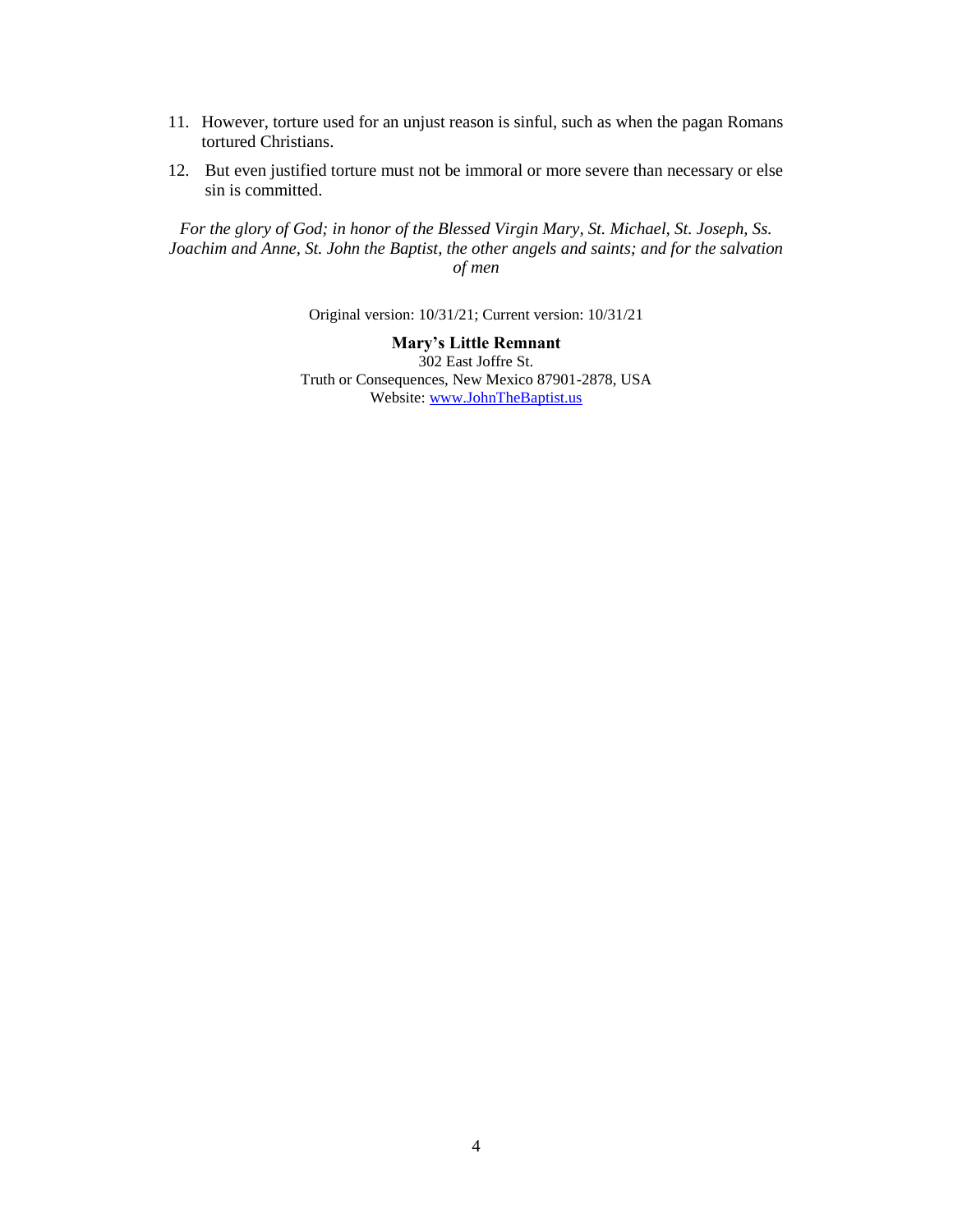11. However, torture used for an unjust reason is sinful, such as when the pagan Romans tortured Christians.

12. But even justified torture must not be immoral or more severe than necessary or else sin is committed.

*For the glory of God; in honor of the Blessed Virgin Mary, St. Michael, St. Joseph, Ss. Joachim and Anne, St. John the Baptist, the other angels and saints; and for the salvation of men*

Original version: 10/31/21; Current version: 10/31/21

**Mary's Little Remnant**
302 East Joffre St.
Truth or Consequences, New Mexico 87901-2878, USA
Website: www.JohnTheBaptist.us